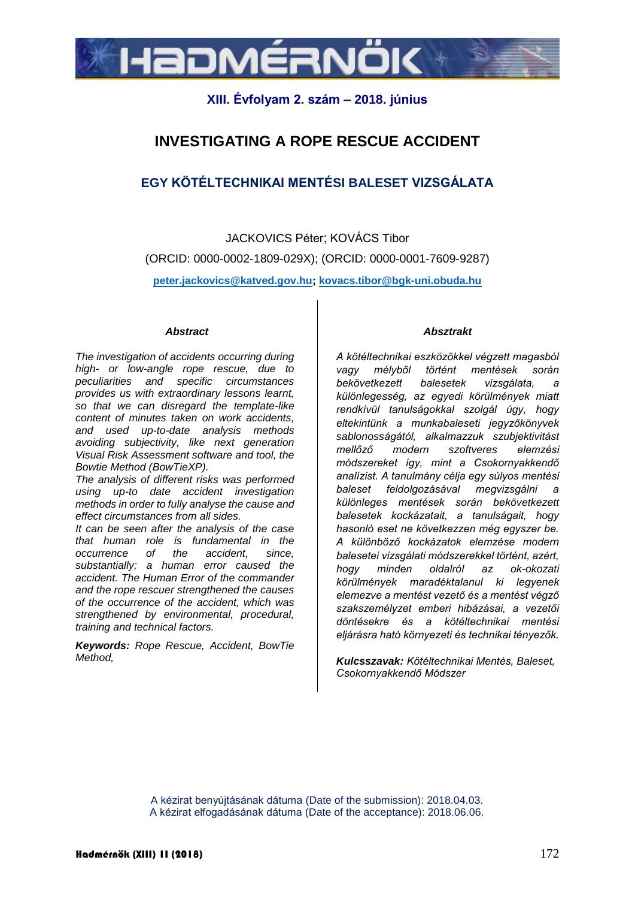XIII. Évfolyam 2. szám – 2018. június

# INVESTIGATING A ROPE RESCUE ACCIDENT

## EGY KÖTÉLTECHNIKAI MENTÉSI BALESET VIZSGÁLATA

JACKOVICS Péter; KOVÁCS Tibor

(ORCID: 0000-0002-1809-029X); (ORCID: 0000-0001-7609-9287)

**peter.jackovics@katved.gov.hu; kovacs.tibor@bgk-uni.obuda.hu**

***Abstract***

*The investigation of accidents occurring during high- or low-angle rope rescue, due to peculiarities and specific circumstances provides us with extraordinary lessons learnt, so that we can disregard the template-like content of minutes taken on work accidents, and used up-to-date analysis methods avoiding subjectivity, like next generation Visual Risk Assessment software and tool, the Bowtie Method (BowTieXP).*

*The analysis of different risks was performed using up-to date accident investigation methods in order to fully analyse the cause and effect circumstances from all sides.*

*It can be seen after the analysis of the case that human role is fundamental in the occurrence of the accident, since, substantially; a human error caused the accident. The Human Error of the commander and the rope rescuer strengthened the causes of the occurrence of the accident, which was strengthened by environmental, procedural, training and technical factors.*

***Keywords:*** *Rope Rescue, Accident, BowTie Method,*

***Absztrakt***

*A köteltechnikai eszközökkel végzett magasból vagy mélyből történt mentések során bekövetkezett balesetek vizsgálata, a különlegesség, az egyedi körülmények miatt rendkívül tanulságokkal szolgál úgy, hogy eltekintünk a munkabaleseti jegyzőkönyvek sablonosságától, alkalmazzuk szubjektivitást mellőző modern szoftveres elemzési módszereket így, mint a Csokornyakkendő analízist. A tanulmány célja egy súlyos mentési baleset feldolgozásával megvizsgálni a különleges mentések során bekövetkezett balesetek kockázatait, a tanulságait, hogy hasonló eset ne következzen még egyszer be. A különböző kockázatok elemzése modern balesetei vizsgálati módszerekkel történt, azért, hogy minden oldalról az ok-okozati körülmények maradéktalanul ki legyenek elemezve a mentést vezető és a mentést végző szakszemélyzet emberi hibázásai, a vezetői döntésekre és a köteltechnikai mentési eljárásra ható környezeti és technikai tényezők.*

***Kulcsszavak:*** *Köteltechnikai Mentés, Baleset, Csokornyakkendő Módszer*

A kézirat benyújtásának dátuma (Date of the submission): 2018.04.03.
A kézirat elfogadásának dátuma (Date of the acceptance): 2018.06.06.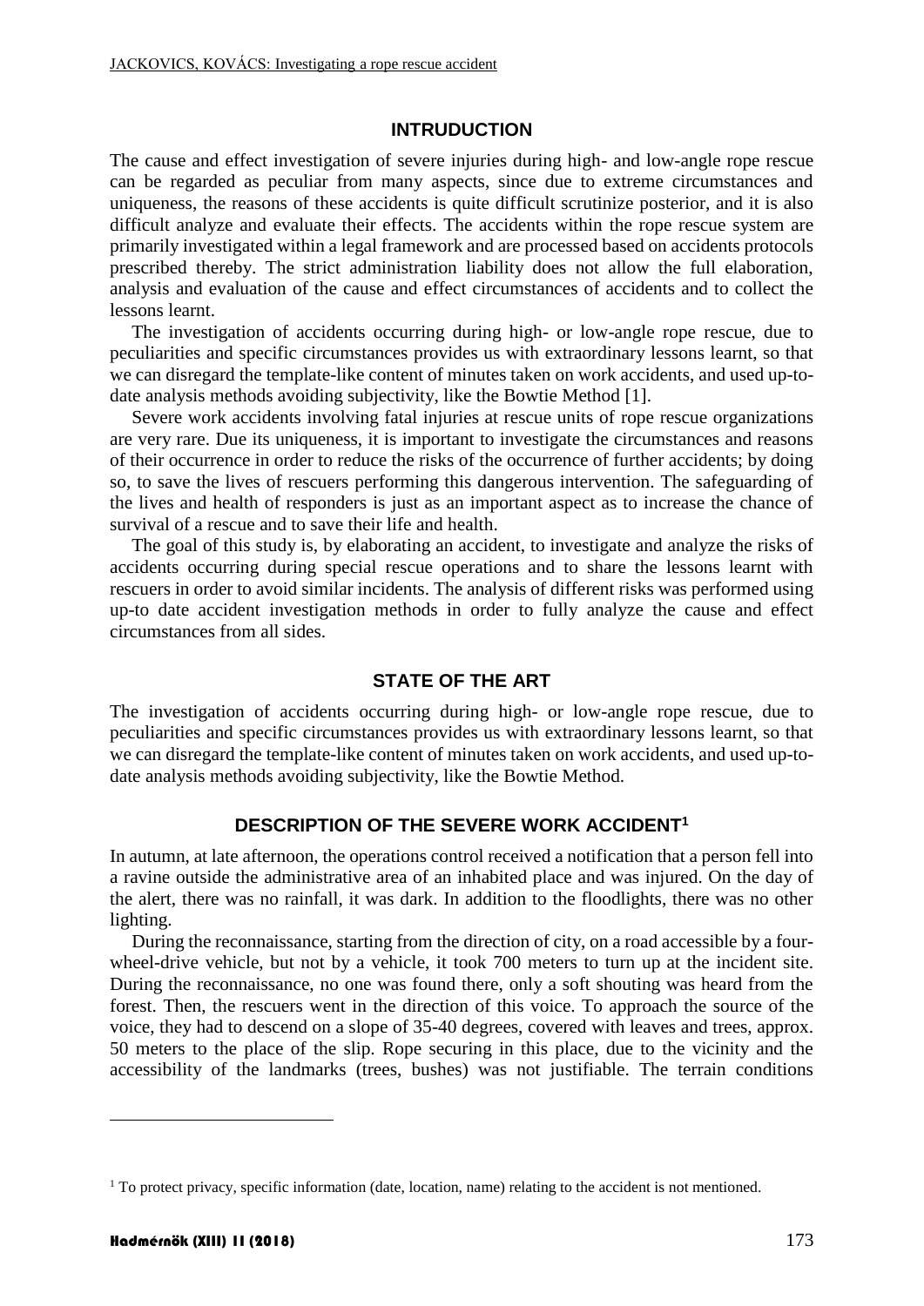## INTRUDUCTION

The cause and effect investigation of severe injuries during high- and low-angle rope rescue can be regarded as peculiar from many aspects, since due to extreme circumstances and uniqueness, the reasons of these accidents is quite difficult scrutinize posterior, and it is also difficult analyze and evaluate their effects. The accidents within the rope rescue system are primarily investigated within a legal framework and are processed based on accidents protocols prescribed thereby. The strict administration liability does not allow the full elaboration, analysis and evaluation of the cause and effect circumstances of accidents and to collect the lessons learnt.

The investigation of accidents occurring during high- or low-angle rope rescue, due to peculiarities and specific circumstances provides us with extraordinary lessons learnt, so that we can disregard the template-like content of minutes taken on work accidents, and used up-to-date analysis methods avoiding subjectivity, like the Bowtie Method [1].

Severe work accidents involving fatal injuries at rescue units of rope rescue organizations are very rare. Due its uniqueness, it is important to investigate the circumstances and reasons of their occurrence in order to reduce the risks of the occurrence of further accidents; by doing so, to save the lives of rescuers performing this dangerous intervention. The safeguarding of the lives and health of responders is just as an important aspect as to increase the chance of survival of a rescue and to save their life and health.

The goal of this study is, by elaborating an accident, to investigate and analyze the risks of accidents occurring during special rescue operations and to share the lessons learnt with rescuers in order to avoid similar incidents. The analysis of different risks was performed using up-to date accident investigation methods in order to fully analyze the cause and effect circumstances from all sides.

## STATE OF THE ART

The investigation of accidents occurring during high- or low-angle rope rescue, due to peculiarities and specific circumstances provides us with extraordinary lessons learnt, so that we can disregard the template-like content of minutes taken on work accidents, and used up-to-date analysis methods avoiding subjectivity, like the Bowtie Method.

## DESCRIPTION OF THE SEVERE WORK ACCIDENT[1]

In autumn, at late afternoon, the operations control received a notification that a person fell into a ravine outside the administrative area of an inhabited place and was injured. On the day of the alert, there was no rainfall, it was dark. In addition to the floodlights, there was no other lighting.

During the reconnaissance, starting from the direction of city, on a road accessible by a four-wheel-drive vehicle, but not by a vehicle, it took 700 meters to turn up at the incident site. During the reconnaissance, no one was found there, only a soft shouting was heard from the forest. Then, the rescuers went in the direction of this voice. To approach the source of the voice, they had to descend on a slope of 35-40 degrees, covered with leaves and trees, approx. 50 meters to the place of the slip. Rope securing in this place, due to the vicinity and the accessibility of the landmarks (trees, bushes) was not justifiable. The terrain conditions

[1] To protect privacy, specific information (date, location, name) relating to the accident is not mentioned.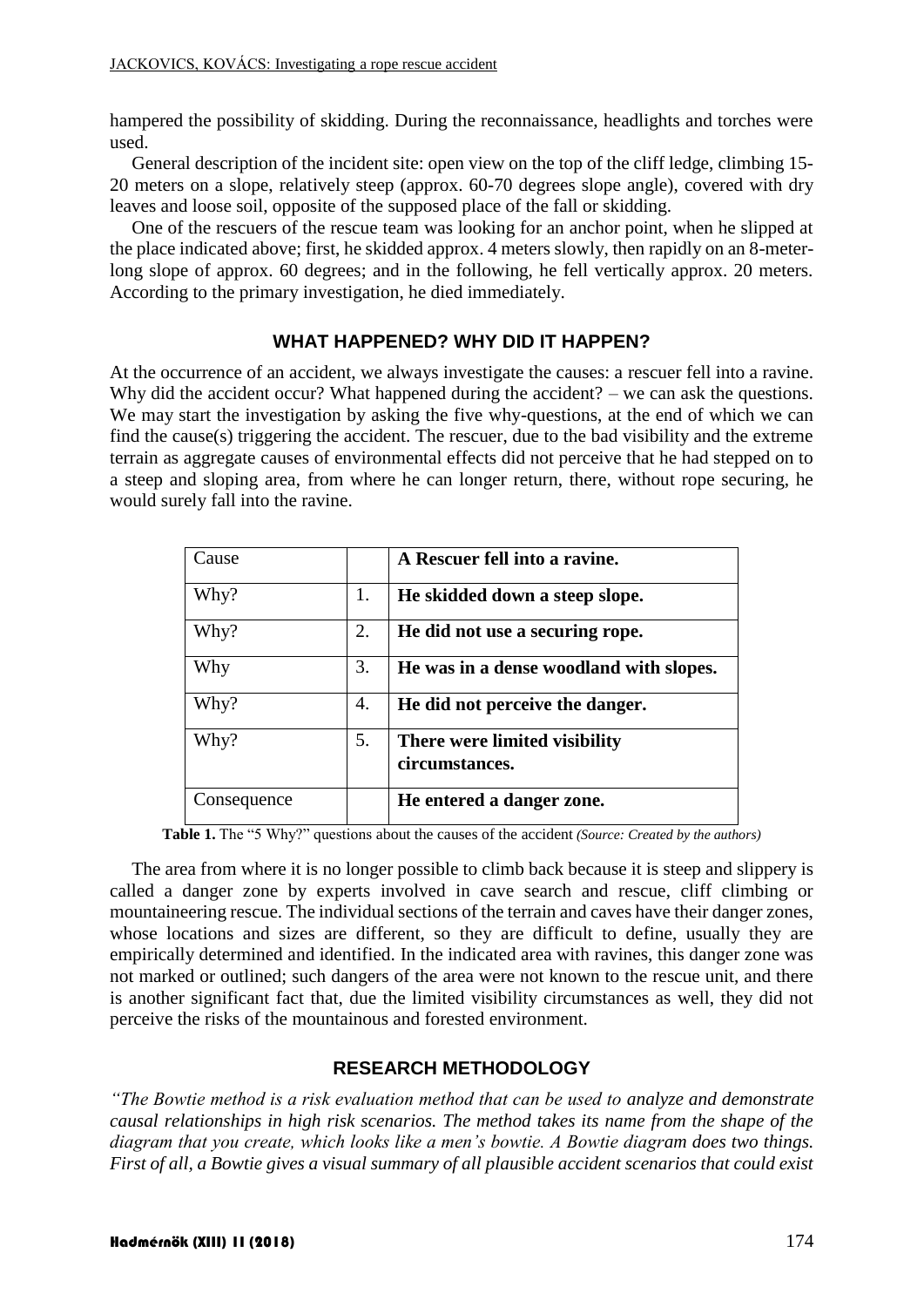hampered the possibility of skidding. During the reconnaissance, headlights and torches were used.

General description of the incident site: open view on the top of the cliff ledge, climbing 15-20 meters on a slope, relatively steep (approx. 60-70 degrees slope angle), covered with dry leaves and loose soil, opposite of the supposed place of the fall or skidding.

One of the rescuers of the rescue team was looking for an anchor point, when he slipped at the place indicated above; first, he skidded approx. 4 meters slowly, then rapidly on an 8-meter-long slope of approx. 60 degrees; and in the following, he fell vertically approx. 20 meters. According to the primary investigation, he died immediately.

## WHAT HAPPENED? WHY DID IT HAPPEN?

At the occurrence of an accident, we always investigate the causes: a rescuer fell into a ravine. Why did the accident occur? What happened during the accident? – we can ask the questions. We may start the investigation by asking the five why-questions, at the end of which we can find the cause(s) triggering the accident. The rescuer, due to the bad visibility and the extreme terrain as aggregate causes of environmental effects did not perceive that he had stepped on to a steep and sloping area, from where he can longer return, there, without rope securing, he would surely fall into the ravine.

| Cause | | **A Rescuer fell into a ravine.** |
|---|---|---|
| Why? | 1. | **He skidded down a steep slope.** |
| Why? | 2. | **He did not use a securing rope.** |
| Why | 3. | **He was in a dense woodland with slopes.** |
| Why? | 4. | **He did not perceive the danger.** |
| Why? | 5. | **There were limited visibility circumstances.** |
| Consequence | | **He entered a danger zone.** |

**Table 1.** The "5 Why?" questions about the causes of the accident *(Source: Created by the authors)*

The area from where it is no longer possible to climb back because it is steep and slippery is called a danger zone by experts involved in cave search and rescue, cliff climbing or mountaineering rescue. The individual sections of the terrain and caves have their danger zones, whose locations and sizes are different, so they are difficult to define, usually they are empirically determined and identified. In the indicated area with ravines, this danger zone was not marked or outlined; such dangers of the area were not known to the rescue unit, and there is another significant fact that, due the limited visibility circumstances as well, they did not perceive the risks of the mountainous and forested environment.

## RESEARCH METHODOLOGY

*"The Bowtie method is a risk evaluation method that can be used to analyze and demonstrate causal relationships in high risk scenarios. The method takes its name from the shape of the diagram that you create, which looks like a men's bowtie. A Bowtie diagram does two things. First of all, a Bowtie gives a visual summary of all plausible accident scenarios that could exist*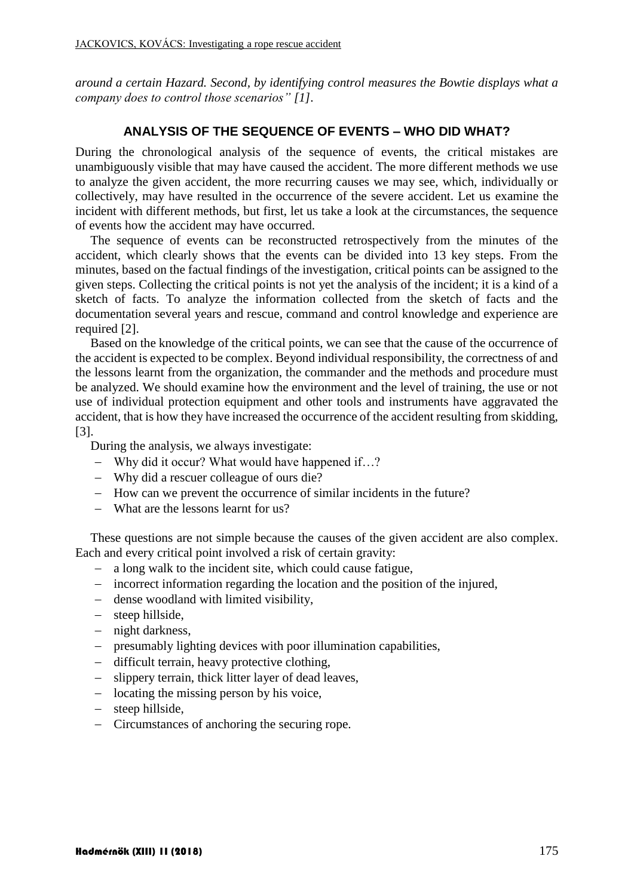*around a certain Hazard. Second, by identifying control measures the Bowtie displays what a company does to control those scenarios" [1].*

## ANALYSIS OF THE SEQUENCE OF EVENTS – WHO DID WHAT?

During the chronological analysis of the sequence of events, the critical mistakes are unambiguously visible that may have caused the accident. The more different methods we use to analyze the given accident, the more recurring causes we may see, which, individually or collectively, may have resulted in the occurrence of the severe accident. Let us examine the incident with different methods, but first, let us take a look at the circumstances, the sequence of events how the accident may have occurred.

The sequence of events can be reconstructed retrospectively from the minutes of the accident, which clearly shows that the events can be divided into 13 key steps. From the minutes, based on the factual findings of the investigation, critical points can be assigned to the given steps. Collecting the critical points is not yet the analysis of the incident; it is a kind of a sketch of facts. To analyze the information collected from the sketch of facts and the documentation several years and rescue, command and control knowledge and experience are required [2].

Based on the knowledge of the critical points, we can see that the cause of the occurrence of the accident is expected to be complex. Beyond individual responsibility, the correctness of and the lessons learnt from the organization, the commander and the methods and procedure must be analyzed. We should examine how the environment and the level of training, the use or not use of individual protection equipment and other tools and instruments have aggravated the accident, that is how they have increased the occurrence of the accident resulting from skidding, [3].

During the analysis, we always investigate:

- Why did it occur? What would have happened if…?
- Why did a rescuer colleague of ours die?
- How can we prevent the occurrence of similar incidents in the future?
- What are the lessons learnt for us?

These questions are not simple because the causes of the given accident are also complex. Each and every critical point involved a risk of certain gravity:

- a long walk to the incident site, which could cause fatigue,
- incorrect information regarding the location and the position of the injured,
- dense woodland with limited visibility,
- steep hillside,
- night darkness,
- presumably lighting devices with poor illumination capabilities,
- difficult terrain, heavy protective clothing,
- slippery terrain, thick litter layer of dead leaves,
- locating the missing person by his voice,
- steep hillside,
- Circumstances of anchoring the securing rope.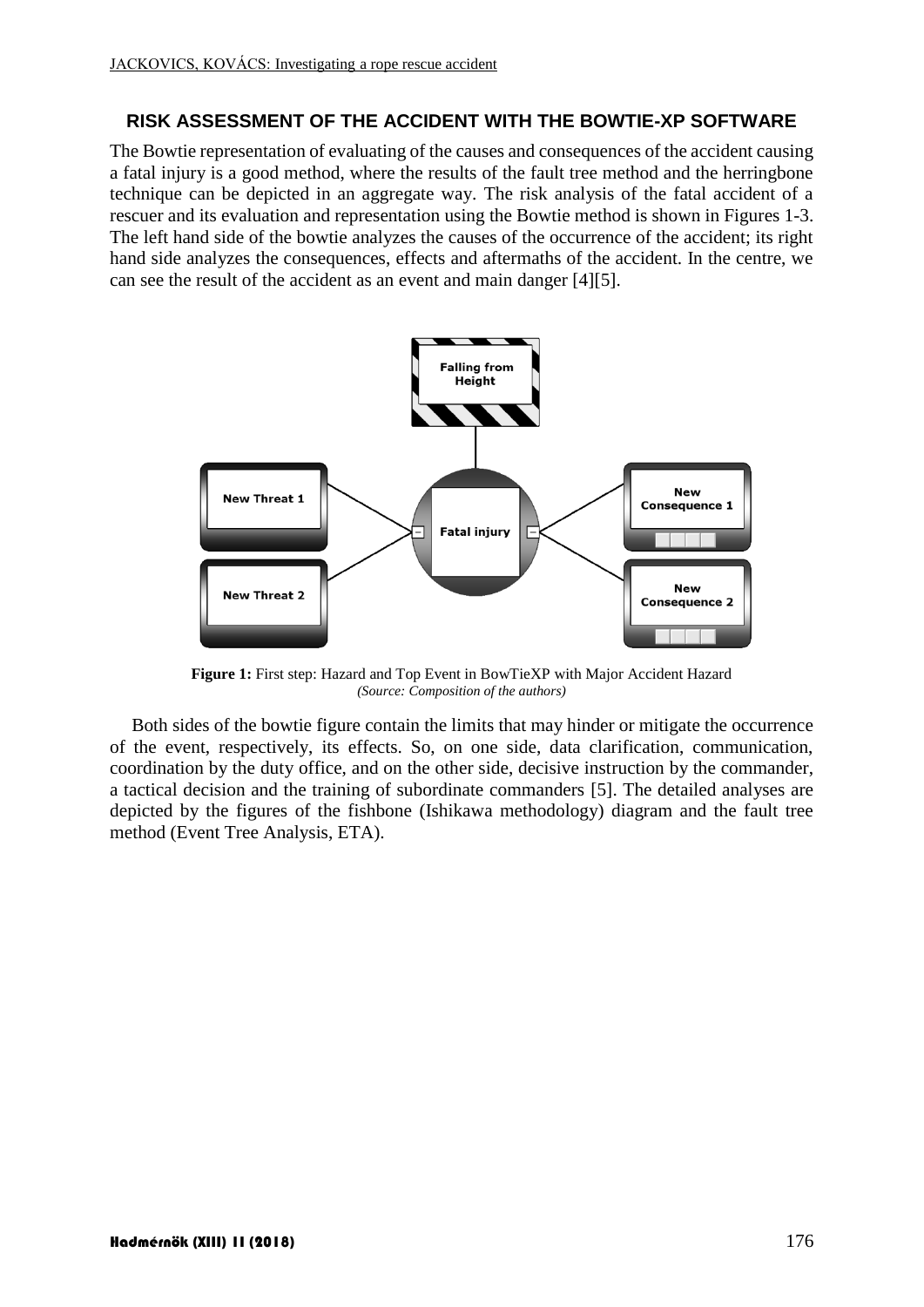## RISK ASSESSMENT OF THE ACCIDENT WITH THE BOWTIE-XP SOFTWARE

The Bowtie representation of evaluating of the causes and consequences of the accident causing a fatal injury is a good method, where the results of the fault tree method and the herringbone technique can be depicted in an aggregate way. The risk analysis of the fatal accident of a rescuer and its evaluation and representation using the Bowtie method is shown in Figures 1-3. The left hand side of the bowtie analyzes the causes of the occurrence of the accident; its right hand side analyzes the consequences, effects and aftermaths of the accident. In the centre, we can see the result of the accident as an event and main danger [4][5].

**Figure 1:** First step: Hazard and Top Event in BowTieXP with Major Accident Hazard
*(Source: Composition of the authors)*

Both sides of the bowtie figure contain the limits that may hinder or mitigate the occurrence of the event, respectively, its effects. So, on one side, data clarification, communication, coordination by the duty office, and on the other side, decisive instruction by the commander, a tactical decision and the training of subordinate commanders [5]. The detailed analyses are depicted by the figures of the fishbone (Ishikawa methodology) diagram and the fault tree method (Event Tree Analysis, ETA).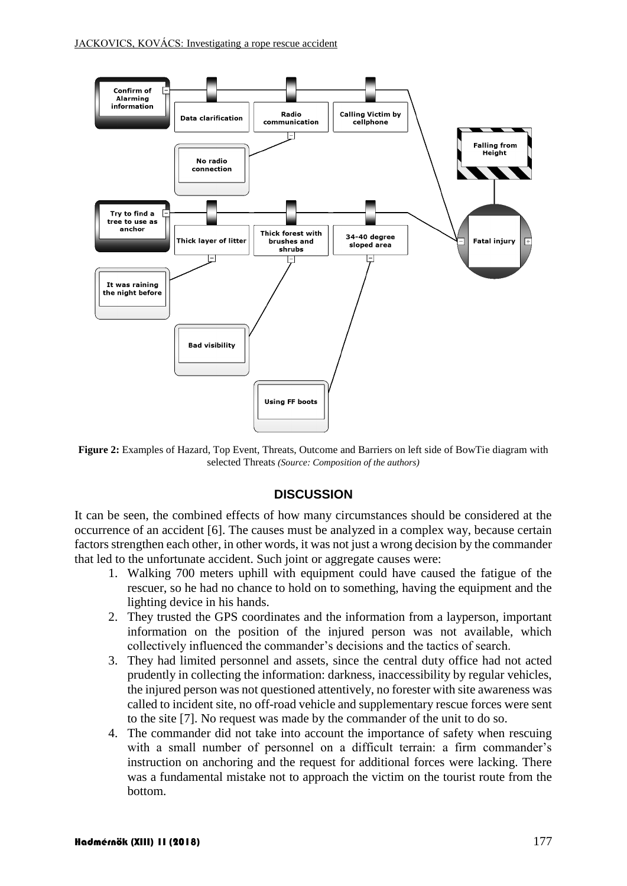**Figure 2:** Examples of Hazard, Top Event, Threats, Outcome and Barriers on left side of BowTie diagram with selected Threats *(Source: Composition of the authors)*

## DISCUSSION

It can be seen, the combined effects of how many circumstances should be considered at the occurrence of an accident [6]. The causes must be analyzed in a complex way, because certain factors strengthen each other, in other words, it was not just a wrong decision by the commander that led to the unfortunate accident. Such joint or aggregate causes were:

1. Walking 700 meters uphill with equipment could have caused the fatigue of the rescuer, so he had no chance to hold on to something, having the equipment and the lighting device in his hands.
2. They trusted the GPS coordinates and the information from a layperson, important information on the position of the injured person was not available, which collectively influenced the commander's decisions and the tactics of search.
3. They had limited personnel and assets, since the central duty office had not acted prudently in collecting the information: darkness, inaccessibility by regular vehicles, the injured person was not questioned attentively, no forester with site awareness was called to incident site, no off-road vehicle and supplementary rescue forces were sent to the site [7]. No request was made by the commander of the unit to do so.
4. The commander did not take into account the importance of safety when rescuing with a small number of personnel on a difficult terrain: a firm commander's instruction on anchoring and the request for additional forces were lacking. There was a fundamental mistake not to approach the victim on the tourist route from the bottom.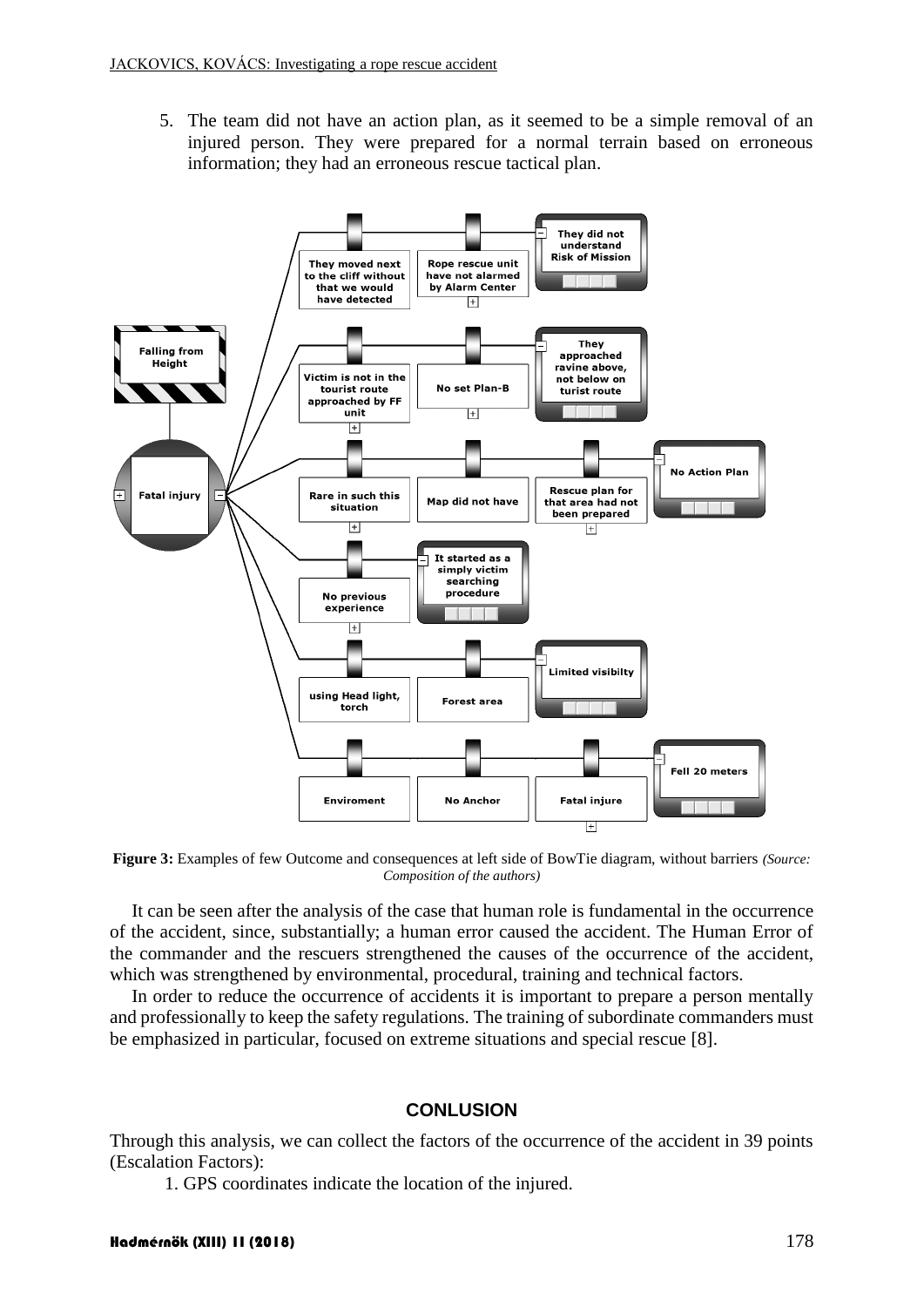5. The team did not have an action plan, as it seemed to be a simple removal of an injured person. They were prepared for a normal terrain based on erroneous information; they had an erroneous rescue tactical plan.

**Figure 3:** Examples of few Outcome and consequences at left side of BowTie diagram, without barriers *(Source: Composition of the authors)*

It can be seen after the analysis of the case that human role is fundamental in the occurrence of the accident, since, substantially; a human error caused the accident. The Human Error of the commander and the rescuers strengthened the causes of the occurrence of the accident, which was strengthened by environmental, procedural, training and technical factors.

In order to reduce the occurrence of accidents it is important to prepare a person mentally and professionally to keep the safety regulations. The training of subordinate commanders must be emphasized in particular, focused on extreme situations and special rescue [8].

## CONLUSION

Through this analysis, we can collect the factors of the occurrence of the accident in 39 points (Escalation Factors):

1. GPS coordinates indicate the location of the injured.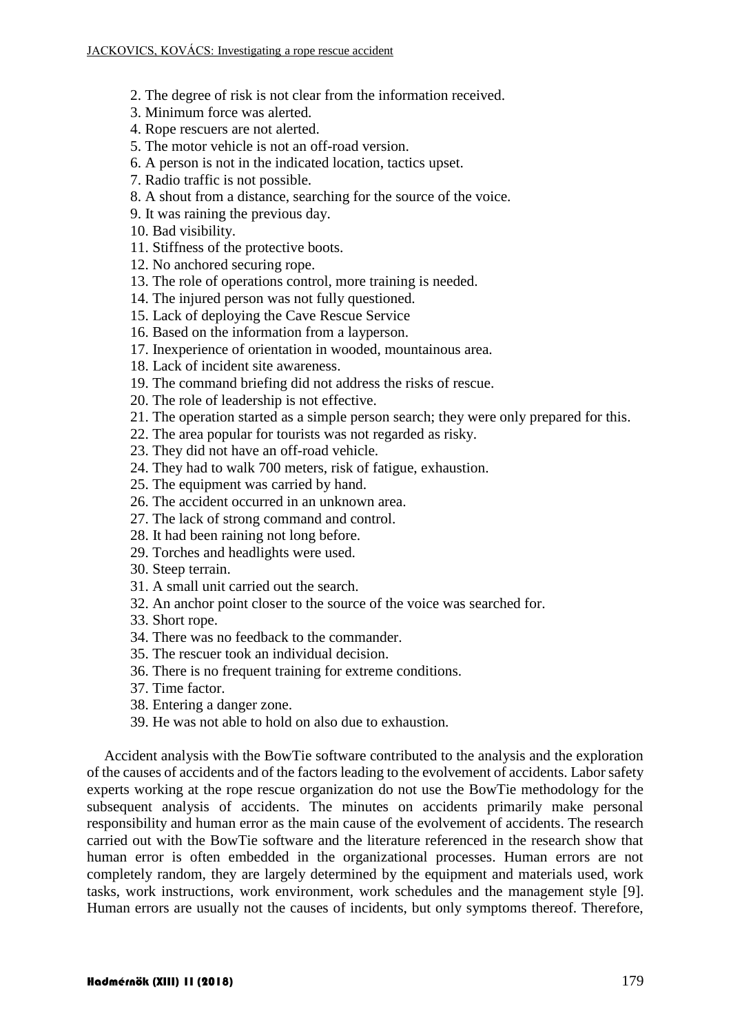2. The degree of risk is not clear from the information received.
3. Minimum force was alerted.
4. Rope rescuers are not alerted.
5. The motor vehicle is not an off-road version.
6. A person is not in the indicated location, tactics upset.
7. Radio traffic is not possible.
8. A shout from a distance, searching for the source of the voice.
9. It was raining the previous day.
10. Bad visibility.
11. Stiffness of the protective boots.
12. No anchored securing rope.
13. The role of operations control, more training is needed.
14. The injured person was not fully questioned.
15. Lack of deploying the Cave Rescue Service
16. Based on the information from a layperson.
17. Inexperience of orientation in wooded, mountainous area.
18. Lack of incident site awareness.
19. The command briefing did not address the risks of rescue.
20. The role of leadership is not effective.
21. The operation started as a simple person search; they were only prepared for this.
22. The area popular for tourists was not regarded as risky.
23. They did not have an off-road vehicle.
24. They had to walk 700 meters, risk of fatigue, exhaustion.
25. The equipment was carried by hand.
26. The accident occurred in an unknown area.
27. The lack of strong command and control.
28. It had been raining not long before.
29. Torches and headlights were used.
30. Steep terrain.
31. A small unit carried out the search.
32. An anchor point closer to the source of the voice was searched for.
33. Short rope.
34. There was no feedback to the commander.
35. The rescuer took an individual decision.
36. There is no frequent training for extreme conditions.
37. Time factor.
38. Entering a danger zone.
39. He was not able to hold on also due to exhaustion.

Accident analysis with the BowTie software contributed to the analysis and the exploration of the causes of accidents and of the factors leading to the evolvement of accidents. Labor safety experts working at the rope rescue organization do not use the BowTie methodology for the subsequent analysis of accidents. The minutes on accidents primarily make personal responsibility and human error as the main cause of the evolvement of accidents. The research carried out with the BowTie software and the literature referenced in the research show that human error is often embedded in the organizational processes. Human errors are not completely random, they are largely determined by the equipment and materials used, work tasks, work instructions, work environment, work schedules and the management style [9]. Human errors are usually not the causes of incidents, but only symptoms thereof. Therefore,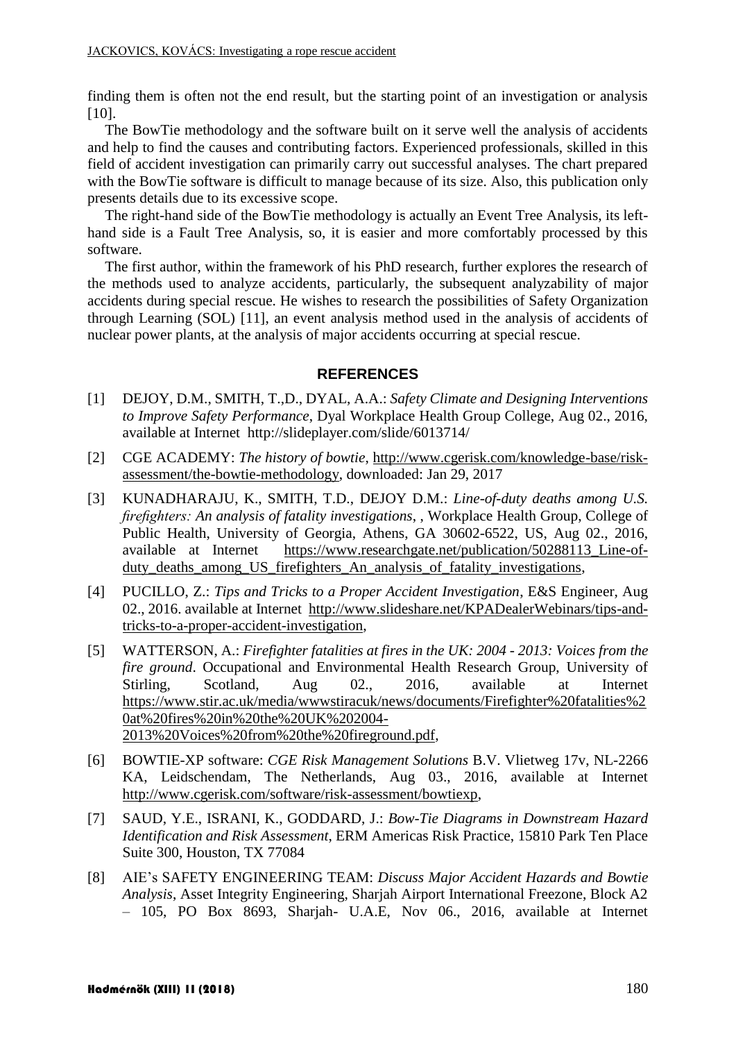finding them is often not the end result, but the starting point of an investigation or analysis [10].

The BowTie methodology and the software built on it serve well the analysis of accidents and help to find the causes and contributing factors. Experienced professionals, skilled in this field of accident investigation can primarily carry out successful analyses. The chart prepared with the BowTie software is difficult to manage because of its size. Also, this publication only presents details due to its excessive scope.

The right-hand side of the BowTie methodology is actually an Event Tree Analysis, its left-hand side is a Fault Tree Analysis, so, it is easier and more comfortably processed by this software.

The first author, within the framework of his PhD research, further explores the research of the methods used to analyze accidents, particularly, the subsequent analyzability of major accidents during special rescue. He wishes to research the possibilities of Safety Organization through Learning (SOL) [11], an event analysis method used in the analysis of accidents of nuclear power plants, at the analysis of major accidents occurring at special rescue.

## REFERENCES

[1] DEJOY, D.M., SMITH, T.,D., DYAL, A.A.: *Safety Climate and Designing Interventions to Improve Safety Performance*, Dyal Workplace Health Group College, Aug 02., 2016, available at Internet http://slideplayer.com/slide/6013714/

[2] CGE ACADEMY: *The history of bowtie*, http://www.cgerisk.com/knowledge-base/risk-assessment/the-bowtie-methodology, downloaded: Jan 29, 2017

[3] KUNADHARAJU, K., SMITH, T.D., DEJOY D.M.: *Line-of-duty deaths among U.S. firefighters: An analysis of fatality investigations*, , Workplace Health Group, College of Public Health, University of Georgia, Athens, GA 30602-6522, US, Aug 02., 2016, available at Internet https://www.researchgate.net/publication/50288113_Line-of-duty_deaths_among_US_firefighters_An_analysis_of_fatality_investigations,

[4] PUCILLO, Z.: *Tips and Tricks to a Proper Accident Investigation*, E&S Engineer, Aug 02., 2016. available at Internet http://www.slideshare.net/KPADealerWebinars/tips-and-tricks-to-a-proper-accident-investigation,

[5] WATTERSON, A.: *Firefighter fatalities at fires in the UK: 2004 - 2013: Voices from the fire ground*. Occupational and Environmental Health Research Group, University of Stirling, Scotland, Aug 02., 2016, available at Internet https://www.stir.ac.uk/media/wwwstiracuk/news/documents/Firefighter%20fatalities%20at%20fires%20in%20the%20UK%202004-2013%20Voices%20from%20the%20fireground.pdf,

[6] BOWTIE-XP software: *CGE Risk Management Solutions* B.V. Vlietweg 17v, NL-2266 KA, Leidschendam, The Netherlands, Aug 03., 2016, available at Internet http://www.cgerisk.com/software/risk-assessment/bowtiexp,

[7] SAUD, Y.E., ISRANI, K., GODDARD, J.: *Bow-Tie Diagrams in Downstream Hazard Identification and Risk Assessment*, ERM Americas Risk Practice, 15810 Park Ten Place Suite 300, Houston, TX 77084

[8] AIE's SAFETY ENGINEERING TEAM: *Discuss Major Accident Hazards and Bowtie Analysis*, Asset Integrity Engineering, Sharjah Airport International Freezone, Block A2 – 105, PO Box 8693, Sharjah- U.A.E, Nov 06., 2016, available at Internet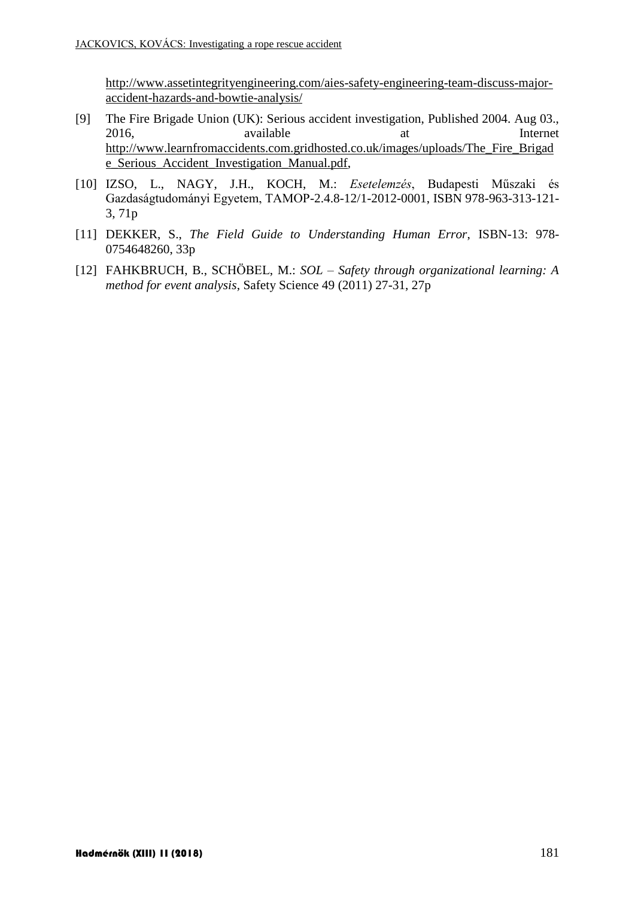http://www.assetintegrityengineering.com/aies-safety-engineering-team-discuss-major-accident-hazards-and-bowtie-analysis/

[9] The Fire Brigade Union (UK): Serious accident investigation, Published 2004. Aug 03., 2016, available at Internet http://www.learnfromaccidents.com.gridhosted.co.uk/images/uploads/The_Fire_Brigade_Serious_Accident_Investigation_Manual.pdf,

[10] IZSO, L., NAGY, J.H., KOCH, M.: *Esetelemzés*, Budapesti Műszaki és Gazdaságtudományi Egyetem, TAMOP-2.4.8-12/1-2012-0001, ISBN 978-963-313-121-3, 71p

[11] DEKKER, S., *The Field Guide to Understanding Human Error*, ISBN-13: 978-0754648260, 33p

[12] FAHKBRUCH, B., SCHÖBEL, M.: *SOL – Safety through organizational learning: A method for event analysis*, Safety Science 49 (2011) 27-31, 27p